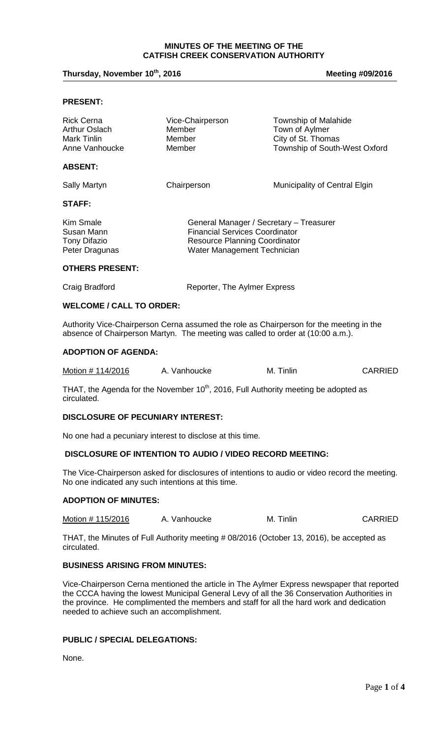# MINUTES OF THE MEETING OF THE CATFISH CREEK CONSERVATION AUTHORITY

**Thursday, November 10th, 2016** **Meeting #09/2016**

## PRESENT:

| | | |
|---|---|---|
| Rick Cerna | Vice-Chairperson | Township of Malahide |
| Arthur Oslach | Member | Town of Aylmer |
| Mark Tinlin | Member | City of St. Thomas |
| Anne Vanhoucke | Member | Township of South-West Oxford |

## ABSENT:

| | | |
|---|---|---|
| Sally Martyn | Chairperson | Municipality of Central Elgin |

## STAFF:

| | |
|---|---|
| Kim Smale | General Manager / Secretary – Treasurer |
| Susan Mann | Financial Services Coordinator |
| Tony Difazio | Resource Planning Coordinator |
| Peter Dragunas | Water Management Technician |

## OTHERS PRESENT:

| | |
|---|---|
| Craig Bradford | Reporter, The Aylmer Express |

## WELCOME / CALL TO ORDER:

Authority Vice-Chairperson Cerna assumed the role as Chairperson for the meeting in the absence of Chairperson Martyn. The meeting was called to order at (10:00 a.m.).

## ADOPTION OF AGENDA:

| | | | |
|---|---|---|---|
| Motion # 114/2016 | A. Vanhoucke | M. Tinlin | CARRIED |

THAT, the Agenda for the November 10th, 2016, Full Authority meeting be adopted as circulated.

## DISCLOSURE OF PECUNIARY INTEREST:

No one had a pecuniary interest to disclose at this time.

## DISCLOSURE OF INTENTION TO AUDIO / VIDEO RECORD MEETING:

The Vice-Chairperson asked for disclosures of intentions to audio or video record the meeting. No one indicated any such intentions at this time.

## ADOPTION OF MINUTES:

| | | | |
|---|---|---|---|
| Motion # 115/2016 | A. Vanhoucke | M. Tinlin | CARRIED |

THAT, the Minutes of Full Authority meeting # 08/2016 (October 13, 2016), be accepted as circulated.

## BUSINESS ARISING FROM MINUTES:

Vice-Chairperson Cerna mentioned the article in The Aylmer Express newspaper that reported the CCCA having the lowest Municipal General Levy of all the 36 Conservation Authorities in the province. He complimented the members and staff for all the hard work and dedication needed to achieve such an accomplishment.

## PUBLIC / SPECIAL DELEGATIONS:

None.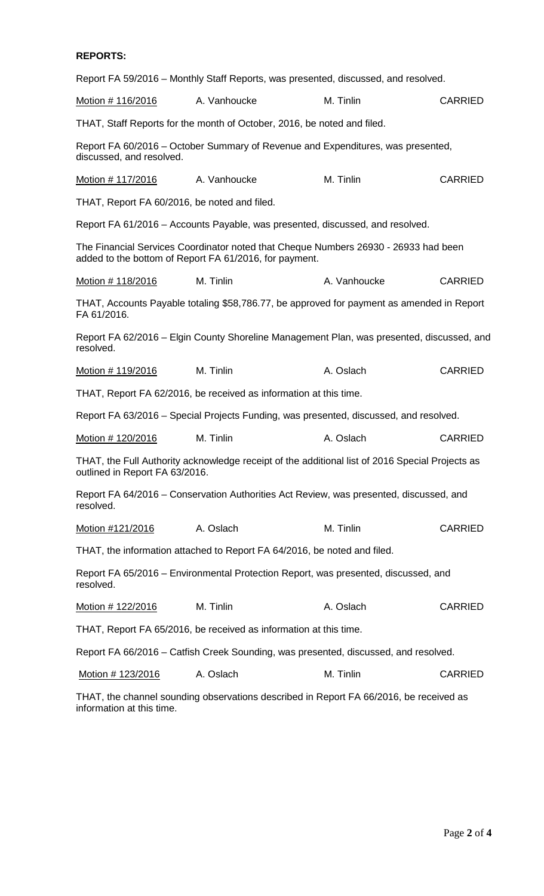**REPORTS:**

Report FA 59/2016 – Monthly Staff Reports, was presented, discussed, and resolved.

| <u>Motion # 116/2016</u> | A. Vanhoucke | M. Tinlin | CARRIED |
|---|---|---|---|

THAT, Staff Reports for the month of October, 2016, be noted and filed.

Report FA 60/2016 – October Summary of Revenue and Expenditures, was presented, discussed, and resolved.

| <u>Motion # 117/2016</u> | A. Vanhoucke | M. Tinlin | CARRIED |
|---|---|---|---|

THAT, Report FA 60/2016, be noted and filed.

Report FA 61/2016 – Accounts Payable, was presented, discussed, and resolved.

The Financial Services Coordinator noted that Cheque Numbers 26930 - 26933 had been added to the bottom of Report FA 61/2016, for payment.

| <u>Motion # 118/2016</u> | M. Tinlin | A. Vanhoucke | CARRIED |
|---|---|---|---|

THAT, Accounts Payable totaling $58,786.77, be approved for payment as amended in Report FA 61/2016.

Report FA 62/2016 – Elgin County Shoreline Management Plan, was presented, discussed, and resolved.

| <u>Motion # 119/2016</u> | M. Tinlin | A. Oslach | CARRIED |
|---|---|---|---|

THAT, Report FA 62/2016, be received as information at this time.

Report FA 63/2016 – Special Projects Funding, was presented, discussed, and resolved.

| <u>Motion # 120/2016</u> | M. Tinlin | A. Oslach | CARRIED |
|---|---|---|---|

THAT, the Full Authority acknowledge receipt of the additional list of 2016 Special Projects as outlined in Report FA 63/2016.

Report FA 64/2016 – Conservation Authorities Act Review, was presented, discussed, and resolved.

| <u>Motion #121/2016</u> | A. Oslach | M. Tinlin | CARRIED |
|---|---|---|---|

THAT, the information attached to Report FA 64/2016, be noted and filed.

Report FA 65/2016 – Environmental Protection Report, was presented, discussed, and resolved.

| <u>Motion # 122/2016</u> | M. Tinlin | A. Oslach | CARRIED |
|---|---|---|---|

THAT, Report FA 65/2016, be received as information at this time.

Report FA 66/2016 – Catfish Creek Sounding, was presented, discussed, and resolved.

| <u>Motion # 123/2016</u> | A. Oslach | M. Tinlin | CARRIED |
|---|---|---|---|

THAT, the channel sounding observations described in Report FA 66/2016, be received as information at this time.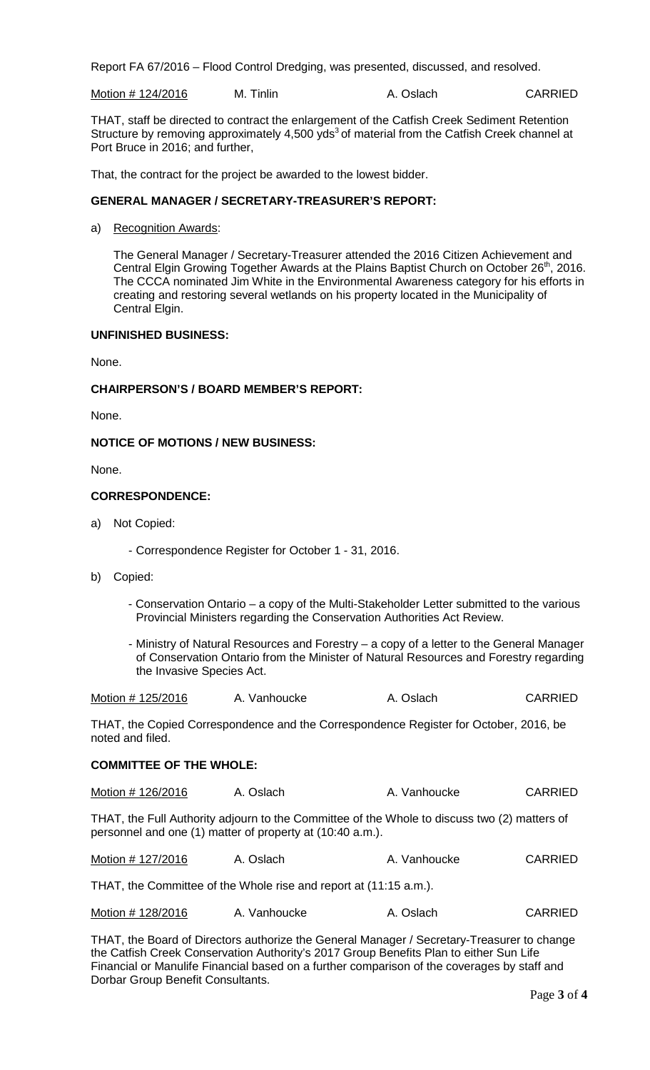Report FA 67/2016 – Flood Control Dredging, was presented, discussed, and resolved.

| Motion # 124/2016 | M. Tinlin | A. Oslach | CARRIED |
|---|---|---|---|

THAT, staff be directed to contract the enlargement of the Catfish Creek Sediment Retention Structure by removing approximately 4,500 $yds^3$ of material from the Catfish Creek channel at Port Bruce in 2016; and further,

That, the contract for the project be awarded to the lowest bidder.

**GENERAL MANAGER / SECRETARY-TREASURER'S REPORT:**

a) Recognition Awards:

The General Manager / Secretary-Treasurer attended the 2016 Citizen Achievement and Central Elgin Growing Together Awards at the Plains Baptist Church on October 26th, 2016. The CCCA nominated Jim White in the Environmental Awareness category for his efforts in creating and restoring several wetlands on his property located in the Municipality of Central Elgin.

**UNFINISHED BUSINESS:**

None.

**CHAIRPERSON'S / BOARD MEMBER'S REPORT:**

None.

**NOTICE OF MOTIONS / NEW BUSINESS:**

None.

**CORRESPONDENCE:**

a) Not Copied:

- Correspondence Register for October 1 - 31, 2016.

b) Copied:

- Conservation Ontario – a copy of the Multi-Stakeholder Letter submitted to the various Provincial Ministers regarding the Conservation Authorities Act Review.
- Ministry of Natural Resources and Forestry – a copy of a letter to the General Manager of Conservation Ontario from the Minister of Natural Resources and Forestry regarding the Invasive Species Act.

| Motion # 125/2016 | A. Vanhoucke | A. Oslach | CARRIED |
|---|---|---|---|

THAT, the Copied Correspondence and the Correspondence Register for October, 2016, be noted and filed.

**COMMITTEE OF THE WHOLE:**

| Motion # 126/2016 | A. Oslach | A. Vanhoucke | CARRIED |
|---|---|---|---|

THAT, the Full Authority adjourn to the Committee of the Whole to discuss two (2) matters of personnel and one (1) matter of property at (10:40 a.m.).

| Motion # 127/2016 | A. Oslach | A. Vanhoucke | CARRIED |
|---|---|---|---|

THAT, the Committee of the Whole rise and report at (11:15 a.m.).

| Motion # 128/2016 | A. Vanhoucke | A. Oslach | CARRIED |
|---|---|---|---|

THAT, the Board of Directors authorize the General Manager / Secretary-Treasurer to change the Catfish Creek Conservation Authority's 2017 Group Benefits Plan to either Sun Life Financial or Manulife Financial based on a further comparison of the coverages by staff and Dorbar Group Benefit Consultants.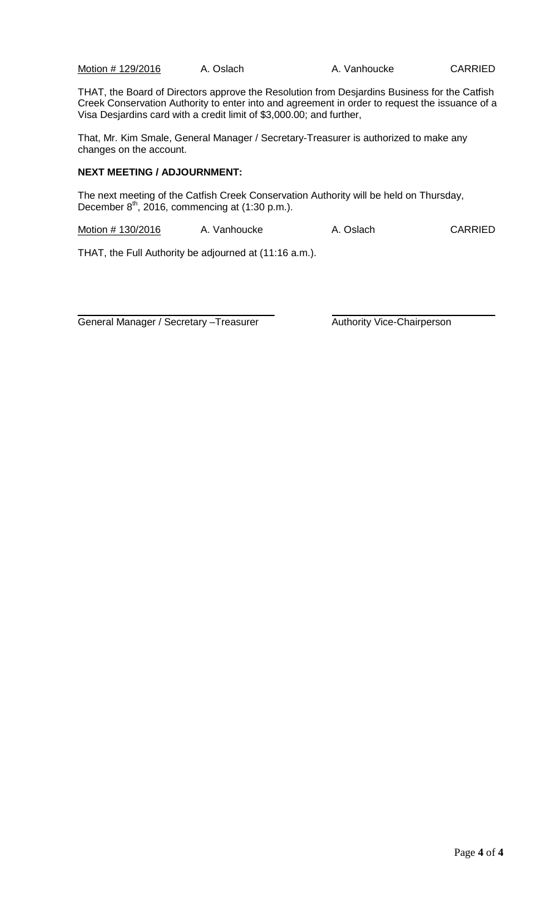Motion # 129/2016 A. Oslach A. Vanhoucke CARRIED

THAT, the Board of Directors approve the Resolution from Desjardins Business for the Catfish Creek Conservation Authority to enter into and agreement in order to request the issuance of a Visa Desjardins card with a credit limit of $3,000.00; and further,

That, Mr. Kim Smale, General Manager / Secretary-Treasurer is authorized to make any changes on the account.

**NEXT MEETING / ADJOURNMENT:**

The next meeting of the Catfish Creek Conservation Authority will be held on Thursday, December 8th, 2016, commencing at (1:30 p.m.).

Motion # 130/2016 A. Vanhoucke A. Oslach CARRIED

THAT, the Full Authority be adjourned at (11:16 a.m.).

General Manager / Secretary –Treasurer

Authority Vice-Chairperson